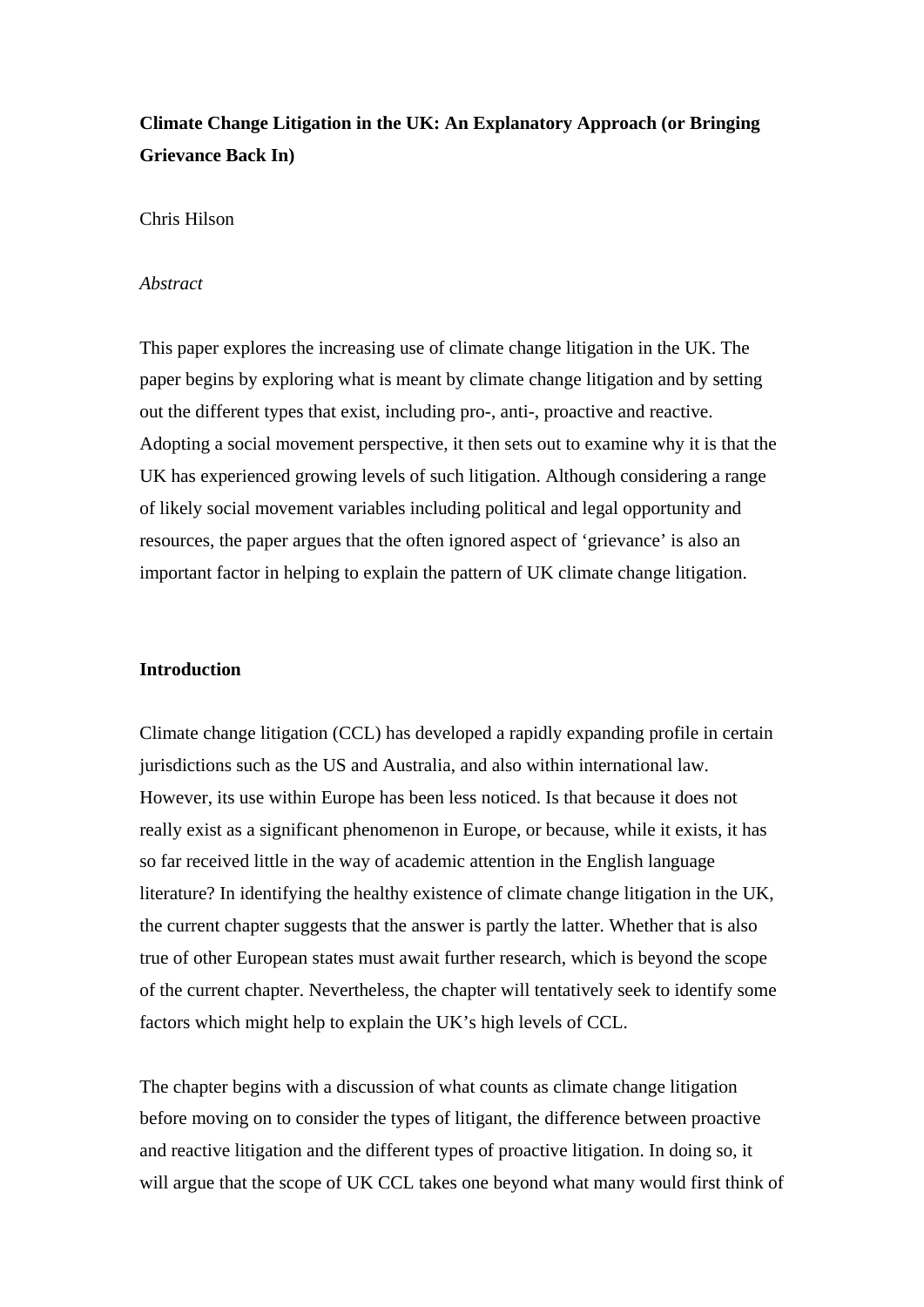# Climate Change Litigation in the UK: An Explanatory Approach (or Bringing Grievance Back In)

Chris Hilson

*Abstract*

This paper explores the increasing use of climate change litigation in the UK. The paper begins by exploring what is meant by climate change litigation and by setting out the different types that exist, including pro-, anti-, proactive and reactive. Adopting a social movement perspective, it then sets out to examine why it is that the UK has experienced growing levels of such litigation. Although considering a range of likely social movement variables including political and legal opportunity and resources, the paper argues that the often ignored aspect of 'grievance' is also an important factor in helping to explain the pattern of UK climate change litigation.

## Introduction

Climate change litigation (CCL) has developed a rapidly expanding profile in certain jurisdictions such as the US and Australia, and also within international law. However, its use within Europe has been less noticed. Is that because it does not really exist as a significant phenomenon in Europe, or because, while it exists, it has so far received little in the way of academic attention in the English language literature? In identifying the healthy existence of climate change litigation in the UK, the current chapter suggests that the answer is partly the latter. Whether that is also true of other European states must await further research, which is beyond the scope of the current chapter. Nevertheless, the chapter will tentatively seek to identify some factors which might help to explain the UK's high levels of CCL.

The chapter begins with a discussion of what counts as climate change litigation before moving on to consider the types of litigant, the difference between proactive and reactive litigation and the different types of proactive litigation. In doing so, it will argue that the scope of UK CCL takes one beyond what many would first think of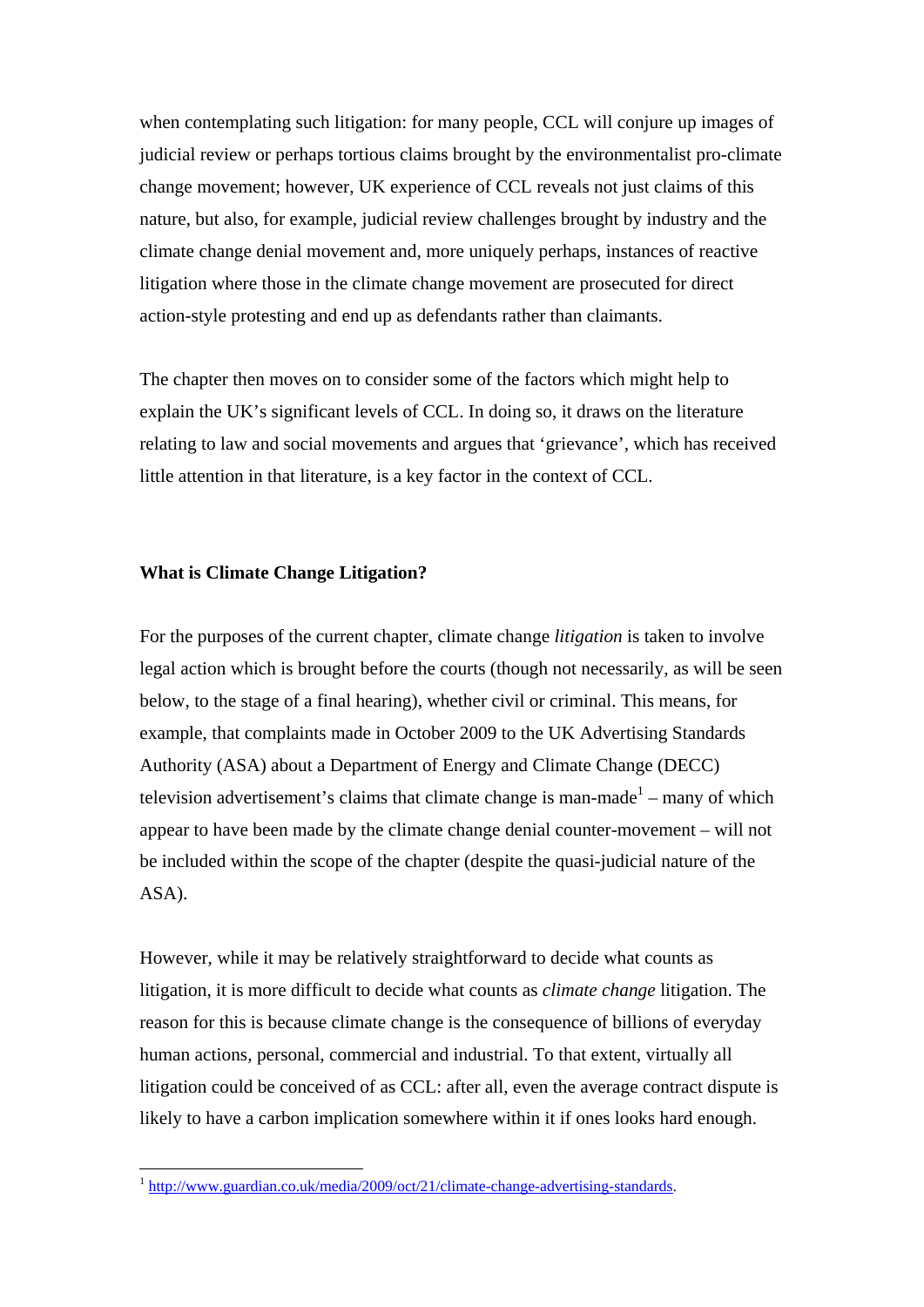when contemplating such litigation: for many people, CCL will conjure up images of judicial review or perhaps tortious claims brought by the environmentalist pro-climate change movement; however, UK experience of CCL reveals not just claims of this nature, but also, for example, judicial review challenges brought by industry and the climate change denial movement and, more uniquely perhaps, instances of reactive litigation where those in the climate change movement are prosecuted for direct action-style protesting and end up as defendants rather than claimants.

The chapter then moves on to consider some of the factors which might help to explain the UK's significant levels of CCL. In doing so, it draws on the literature relating to law and social movements and argues that 'grievance', which has received little attention in that literature, is a key factor in the context of CCL.

## What is Climate Change Litigation?

For the purposes of the current chapter, climate change *litigation* is taken to involve legal action which is brought before the courts (though not necessarily, as will be seen below, to the stage of a final hearing), whether civil or criminal. This means, for example, that complaints made in October 2009 to the UK Advertising Standards Authority (ASA) about a Department of Energy and Climate Change (DECC) television advertisement's claims that climate change is man-made[1] – many of which appear to have been made by the climate change denial counter-movement – will not be included within the scope of the chapter (despite the quasi-judicial nature of the ASA).

However, while it may be relatively straightforward to decide what counts as litigation, it is more difficult to decide what counts as *climate change* litigation. The reason for this is because climate change is the consequence of billions of everyday human actions, personal, commercial and industrial. To that extent, virtually all litigation could be conceived of as CCL: after all, even the average contract dispute is likely to have a carbon implication somewhere within it if ones looks hard enough.

---

[1] http://www.guardian.co.uk/media/2009/oct/21/climate-change-advertising-standards.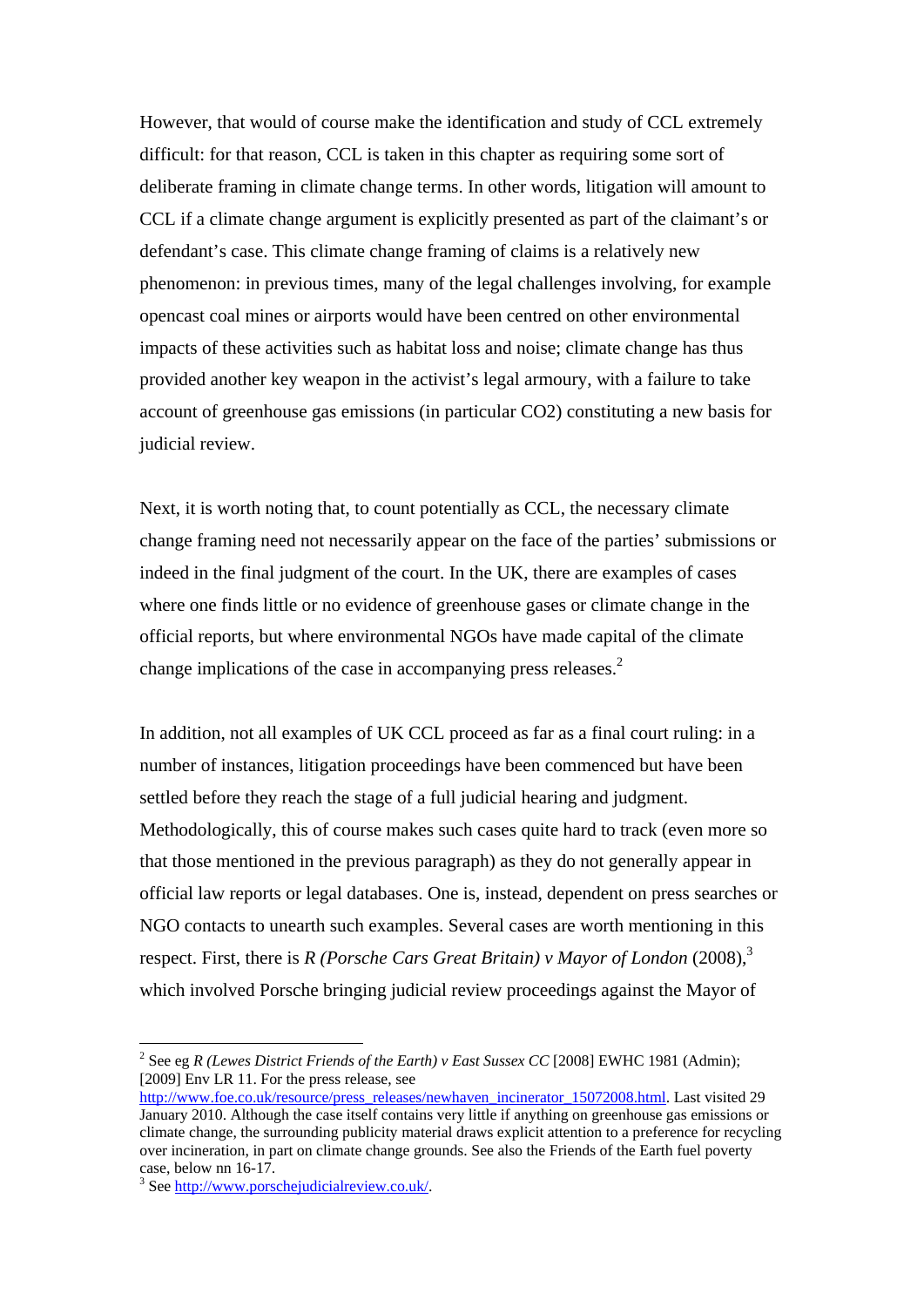However, that would of course make the identification and study of CCL extremely difficult: for that reason, CCL is taken in this chapter as requiring some sort of deliberate framing in climate change terms. In other words, litigation will amount to CCL if a climate change argument is explicitly presented as part of the claimant's or defendant's case. This climate change framing of claims is a relatively new phenomenon: in previous times, many of the legal challenges involving, for example opencast coal mines or airports would have been centred on other environmental impacts of these activities such as habitat loss and noise; climate change has thus provided another key weapon in the activist's legal armoury, with a failure to take account of greenhouse gas emissions (in particular CO2) constituting a new basis for judicial review.

Next, it is worth noting that, to count potentially as CCL, the necessary climate change framing need not necessarily appear on the face of the parties' submissions or indeed in the final judgment of the court. In the UK, there are examples of cases where one finds little or no evidence of greenhouse gases or climate change in the official reports, but where environmental NGOs have made capital of the climate change implications of the case in accompanying press releases.[2]

In addition, not all examples of UK CCL proceed as far as a final court ruling: in a number of instances, litigation proceedings have been commenced but have been settled before they reach the stage of a full judicial hearing and judgment. Methodologically, this of course makes such cases quite hard to track (even more so that those mentioned in the previous paragraph) as they do not generally appear in official law reports or legal databases. One is, instead, dependent on press searches or NGO contacts to unearth such examples. Several cases are worth mentioning in this respect. First, there is *R (Porsche Cars Great Britain) v Mayor of London* (2008),[3] which involved Porsche bringing judicial review proceedings against the Mayor of

---

[2] See eg *R (Lewes District Friends of the Earth) v East Sussex CC* [2008] EWHC 1981 (Admin); [2009] Env LR 11. For the press release, see http://www.foe.co.uk/resource/press_releases/newhaven_incinerator_15072008.html. Last visited 29 January 2010. Although the case itself contains very little if anything on greenhouse gas emissions or climate change, the surrounding publicity material draws explicit attention to a preference for recycling over incineration, in part on climate change grounds. See also the Friends of the Earth fuel poverty case, below nn 16-17.

[3] See http://www.porschejudicialreview.co.uk/.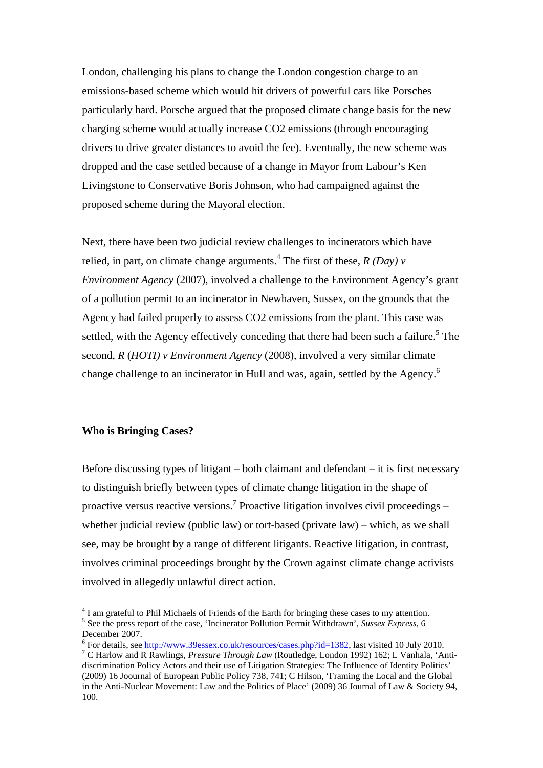London, challenging his plans to change the London congestion charge to an emissions-based scheme which would hit drivers of powerful cars like Porsches particularly hard. Porsche argued that the proposed climate change basis for the new charging scheme would actually increase $CO_2$ emissions (through encouraging drivers to drive greater distances to avoid the fee). Eventually, the new scheme was dropped and the case settled because of a change in Mayor from Labour's Ken Livingstone to Conservative Boris Johnson, who had campaigned against the proposed scheme during the Mayoral election.

Next, there have been two judicial review challenges to incinerators which have relied, in part, on climate change arguments.[4] The first of these, *R (Day) v Environment Agency* (2007), involved a challenge to the Environment Agency's grant of a pollution permit to an incinerator in Newhaven, Sussex, on the grounds that the Agency had failed properly to assess $CO_2$ emissions from the plant. This case was settled, with the Agency effectively conceding that there had been such a failure.[5] The second, *R* (*HOTI) v Environment Agency* (2008), involved a very similar climate change challenge to an incinerator in Hull and was, again, settled by the Agency.[6]

**Who is Bringing Cases?**

Before discussing types of litigant – both claimant and defendant – it is first necessary to distinguish briefly between types of climate change litigation in the shape of proactive versus reactive versions.[7] Proactive litigation involves civil proceedings – whether judicial review (public law) or tort-based (private law) – which, as we shall see, may be brought by a range of different litigants. Reactive litigation, in contrast, involves criminal proceedings brought by the Crown against climate change activists involved in allegedly unlawful direct action.

---

[4] I am grateful to Phil Michaels of Friends of the Earth for bringing these cases to my attention.

[5] See the press report of the case, 'Incinerator Pollution Permit Withdrawn', *Sussex Express*, 6 December 2007.

[6] For details, see http://www.39essex.co.uk/resources/cases.php?id=1382, last visited 10 July 2010.

[7] C Harlow and R Rawlings, *Pressure Through Law* (Routledge, London 1992) 162; L Vanhala, 'Anti-discrimination Policy Actors and their use of Litigation Strategies: The Influence of Identity Politics' (2009) 16 Joournal of European Public Policy 738, 741; C Hilson, 'Framing the Local and the Global in the Anti-Nuclear Movement: Law and the Politics of Place' (2009) 36 Journal of Law & Society 94, 100.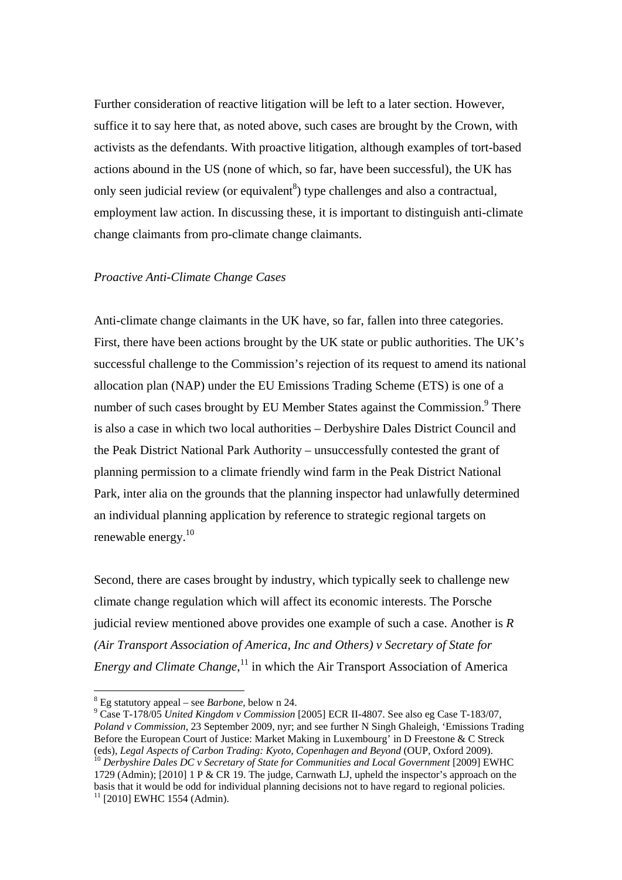Further consideration of reactive litigation will be left to a later section. However, suffice it to say here that, as noted above, such cases are brought by the Crown, with activists as the defendants. With proactive litigation, although examples of tort-based actions abound in the US (none of which, so far, have been successful), the UK has only seen judicial review (or equivalent[8]) type challenges and also a contractual, employment law action. In discussing these, it is important to distinguish anti-climate change claimants from pro-climate change claimants.

*Proactive Anti-Climate Change Cases*

Anti-climate change claimants in the UK have, so far, fallen into three categories. First, there have been actions brought by the UK state or public authorities. The UK's successful challenge to the Commission's rejection of its request to amend its national allocation plan (NAP) under the EU Emissions Trading Scheme (ETS) is one of a number of such cases brought by EU Member States against the Commission.[9] There is also a case in which two local authorities – Derbyshire Dales District Council and the Peak District National Park Authority – unsuccessfully contested the grant of planning permission to a climate friendly wind farm in the Peak District National Park, inter alia on the grounds that the planning inspector had unlawfully determined an individual planning application by reference to strategic regional targets on renewable energy.[10]

Second, there are cases brought by industry, which typically seek to challenge new climate change regulation which will affect its economic interests. The Porsche judicial review mentioned above provides one example of such a case. Another is *R (Air Transport Association of America, Inc and Others) v Secretary of State for Energy and Climate Change*,[11] in which the Air Transport Association of America

---

[8] Eg statutory appeal – see *Barbone*, below n 24.

[9] Case T-178/05 *United Kingdom v Commission* [2005] ECR II-4807. See also eg Case T-183/07, *Poland v Commission*, 23 September 2009, nyr; and see further N Singh Ghaleigh, 'Emissions Trading Before the European Court of Justice: Market Making in Luxembourg' in D Freestone & C Streck (eds), *Legal Aspects of Carbon Trading: Kyoto, Copenhagen and Beyond* (OUP, Oxford 2009).

[10] *Derbyshire Dales DC v Secretary of State for Communities and Local Government* [2009] EWHC 1729 (Admin); [2010] 1 P & CR 19. The judge, Carnwath LJ, upheld the inspector's approach on the basis that it would be odd for individual planning decisions not to have regard to regional policies.

[11] [2010] EWHC 1554 (Admin).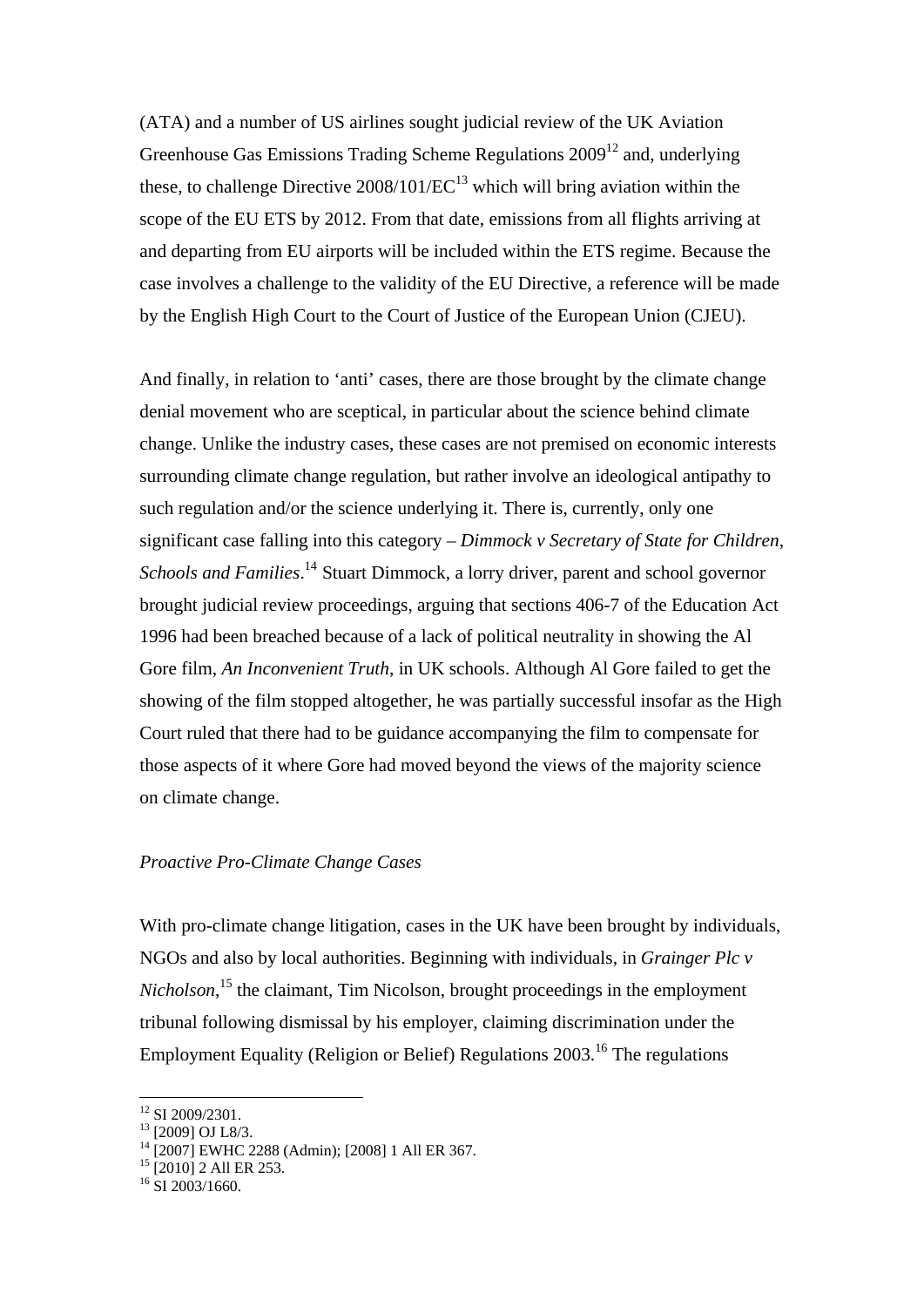(ATA) and a number of US airlines sought judicial review of the UK Aviation Greenhouse Gas Emissions Trading Scheme Regulations 2009[12] and, underlying these, to challenge Directive 2008/101/EC[13] which will bring aviation within the scope of the EU ETS by 2012. From that date, emissions from all flights arriving at and departing from EU airports will be included within the ETS regime. Because the case involves a challenge to the validity of the EU Directive, a reference will be made by the English High Court to the Court of Justice of the European Union (CJEU).

And finally, in relation to 'anti' cases, there are those brought by the climate change denial movement who are sceptical, in particular about the science behind climate change. Unlike the industry cases, these cases are not premised on economic interests surrounding climate change regulation, but rather involve an ideological antipathy to such regulation and/or the science underlying it. There is, currently, only one significant case falling into this category – *Dimmock v Secretary of State for Children, Schools and Families*.[14] Stuart Dimmock, a lorry driver, parent and school governor brought judicial review proceedings, arguing that sections 406-7 of the Education Act 1996 had been breached because of a lack of political neutrality in showing the Al Gore film, *An Inconvenient Truth*, in UK schools. Although Al Gore failed to get the showing of the film stopped altogether, he was partially successful insofar as the High Court ruled that there had to be guidance accompanying the film to compensate for those aspects of it where Gore had moved beyond the views of the majority science on climate change.

*Proactive Pro-Climate Change Cases*

With pro-climate change litigation, cases in the UK have been brought by individuals, NGOs and also by local authorities. Beginning with individuals, in *Grainger Plc v Nicholson*,[15] the claimant, Tim Nicolson, brought proceedings in the employment tribunal following dismissal by his employer, claiming discrimination under the Employment Equality (Religion or Belief) Regulations 2003.[16] The regulations

---

[12] SI 2009/2301.
[13] [2009] OJ L8/3.
[14] [2007] EWHC 2288 (Admin); [2008] 1 All ER 367.
[15] [2010] 2 All ER 253.
[16] SI 2003/1660.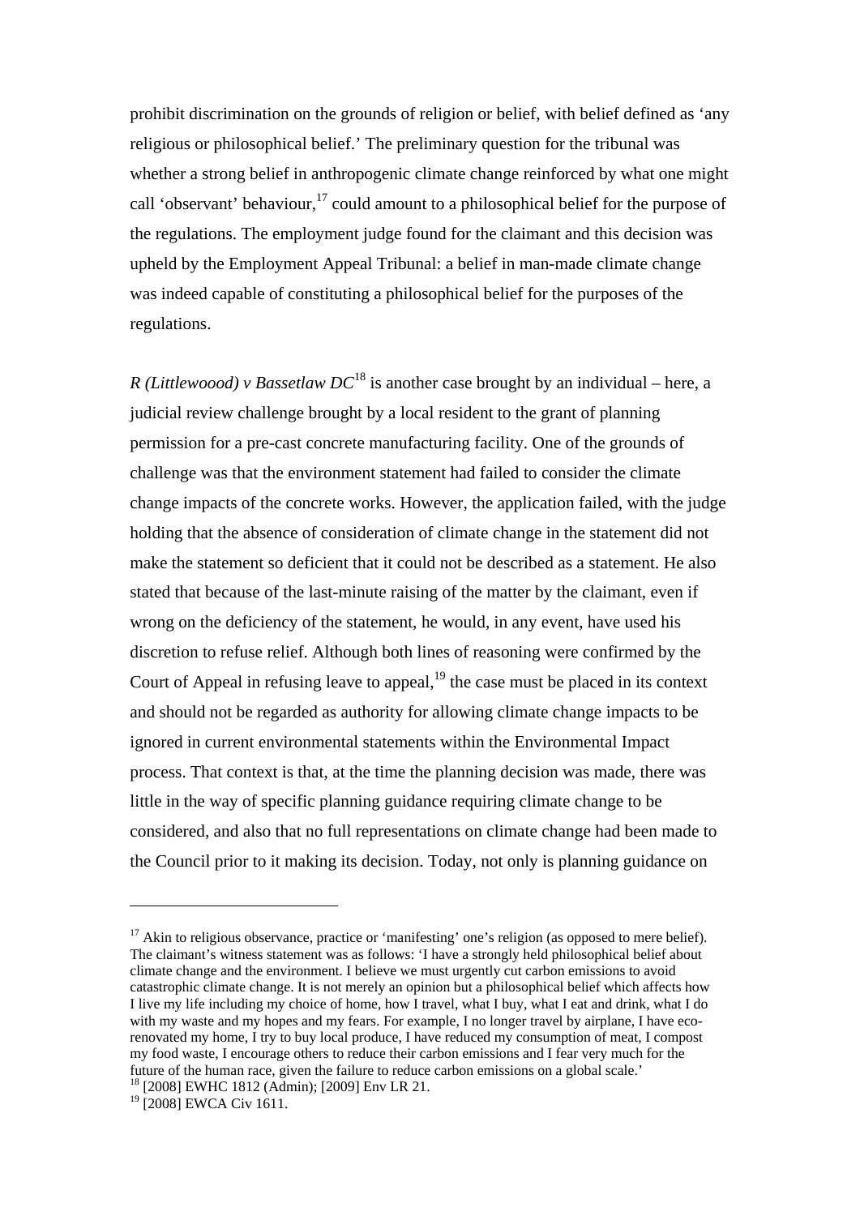prohibit discrimination on the grounds of religion or belief, with belief defined as 'any religious or philosophical belief.' The preliminary question for the tribunal was whether a strong belief in anthropogenic climate change reinforced by what one might call 'observant' behaviour,[17] could amount to a philosophical belief for the purpose of the regulations. The employment judge found for the claimant and this decision was upheld by the Employment Appeal Tribunal: a belief in man-made climate change was indeed capable of constituting a philosophical belief for the purposes of the regulations.

*R (Littlewoood) v Bassetlaw DC*[18] is another case brought by an individual – here, a judicial review challenge brought by a local resident to the grant of planning permission for a pre-cast concrete manufacturing facility. One of the grounds of challenge was that the environment statement had failed to consider the climate change impacts of the concrete works. However, the application failed, with the judge holding that the absence of consideration of climate change in the statement did not make the statement so deficient that it could not be described as a statement. He also stated that because of the last-minute raising of the matter by the claimant, even if wrong on the deficiency of the statement, he would, in any event, have used his discretion to refuse relief. Although both lines of reasoning were confirmed by the Court of Appeal in refusing leave to appeal,[19] the case must be placed in its context and should not be regarded as authority for allowing climate change impacts to be ignored in current environmental statements within the Environmental Impact process. That context is that, at the time the planning decision was made, there was little in the way of specific planning guidance requiring climate change to be considered, and also that no full representations on climate change had been made to the Council prior to it making its decision. Today, not only is planning guidance on

---

[17] Akin to religious observance, practice or 'manifesting' one's religion (as opposed to mere belief). The claimant's witness statement was as follows: 'I have a strongly held philosophical belief about climate change and the environment. I believe we must urgently cut carbon emissions to avoid catastrophic climate change. It is not merely an opinion but a philosophical belief which affects how I live my life including my choice of home, how I travel, what I buy, what I eat and drink, what I do with my waste and my hopes and my fears. For example, I no longer travel by airplane, I have eco-renovated my home, I try to buy local produce, I have reduced my consumption of meat, I compost my food waste, I encourage others to reduce their carbon emissions and I fear very much for the future of the human race, given the failure to reduce carbon emissions on a global scale.'

[18] [2008] EWHC 1812 (Admin); [2009] Env LR 21.

[19] [2008] EWCA Civ 1611.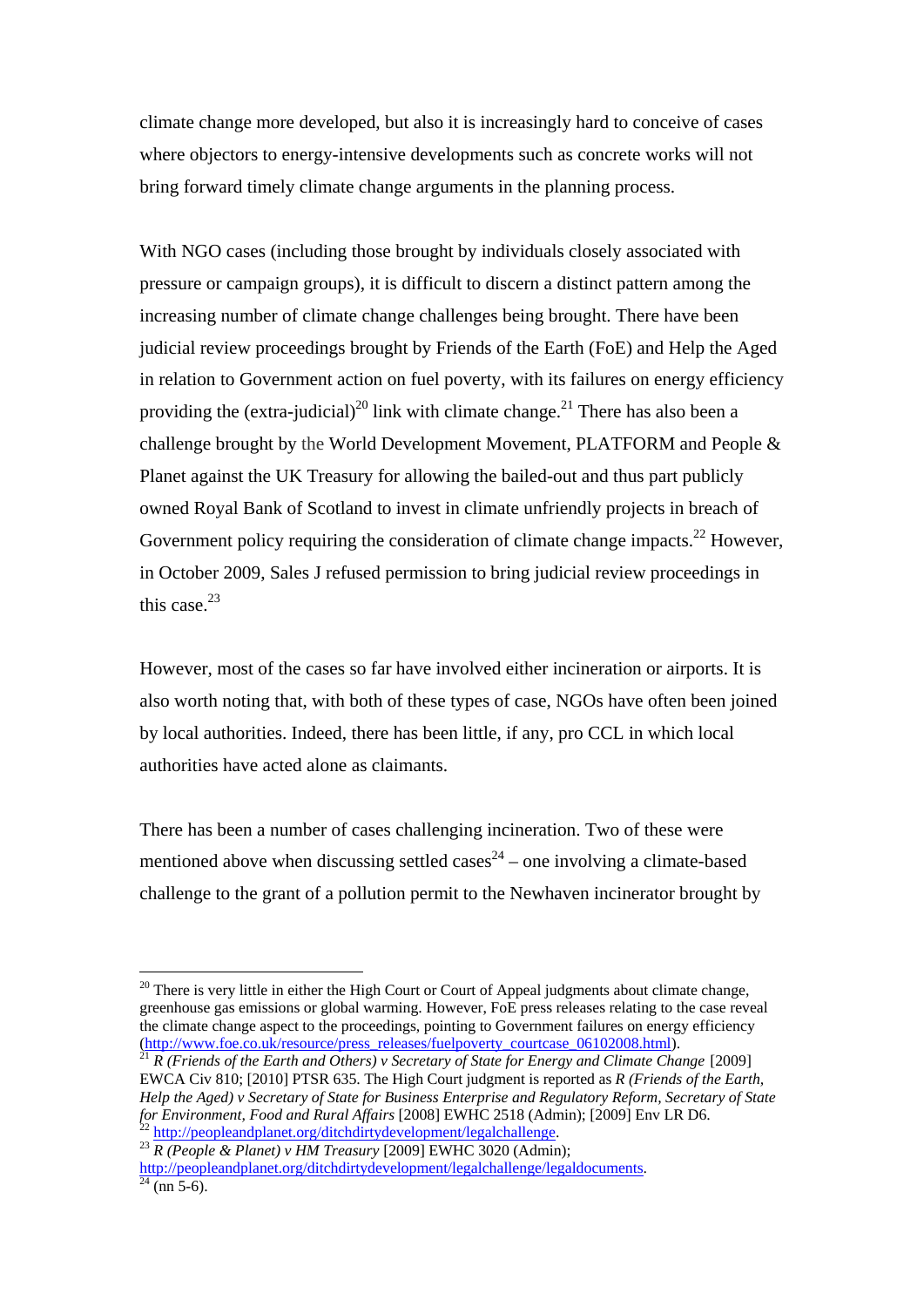climate change more developed, but also it is increasingly hard to conceive of cases where objectors to energy-intensive developments such as concrete works will not bring forward timely climate change arguments in the planning process.

With NGO cases (including those brought by individuals closely associated with pressure or campaign groups), it is difficult to discern a distinct pattern among the increasing number of climate change challenges being brought. There have been judicial review proceedings brought by Friends of the Earth (FoE) and Help the Aged in relation to Government action on fuel poverty, with its failures on energy efficiency providing the (extra-judicial)[20] link with climate change.[21] There has also been a challenge brought by the World Development Movement, PLATFORM and People & Planet against the UK Treasury for allowing the bailed-out and thus part publicly owned Royal Bank of Scotland to invest in climate unfriendly projects in breach of Government policy requiring the consideration of climate change impacts.[22] However, in October 2009, Sales J refused permission to bring judicial review proceedings in this case.[23]

However, most of the cases so far have involved either incineration or airports. It is also worth noting that, with both of these types of case, NGOs have often been joined by local authorities. Indeed, there has been little, if any, pro CCL in which local authorities have acted alone as claimants.

There has been a number of cases challenging incineration. Two of these were mentioned above when discussing settled cases[24] – one involving a climate-based challenge to the grant of a pollution permit to the Newhaven incinerator brought by

---

[20] There is very little in either the High Court or Court of Appeal judgments about climate change, greenhouse gas emissions or global warming. However, FoE press releases relating to the case reveal the climate change aspect to the proceedings, pointing to Government failures on energy efficiency (http://www.foe.co.uk/resource/press_releases/fuelpoverty_courtcase_06102008.html).

[21] *R (Friends of the Earth and Others) v Secretary of State for Energy and Climate Change* [2009] EWCA Civ 810; [2010] PTSR 635. The High Court judgment is reported as *R (Friends of the Earth, Help the Aged) v Secretary of State for Business Enterprise and Regulatory Reform, Secretary of State for Environment, Food and Rural Affairs* [2008] EWHC 2518 (Admin); [2009] Env LR D6.

[22] http://peopleandplanet.org/ditchdirtydevelopment/legalchallenge.

[23] *R (People & Planet) v HM Treasury* [2009] EWHC 3020 (Admin); http://peopleandplanet.org/ditchdirtydevelopment/legalchallenge/legaldocuments.

[24] (nn 5-6).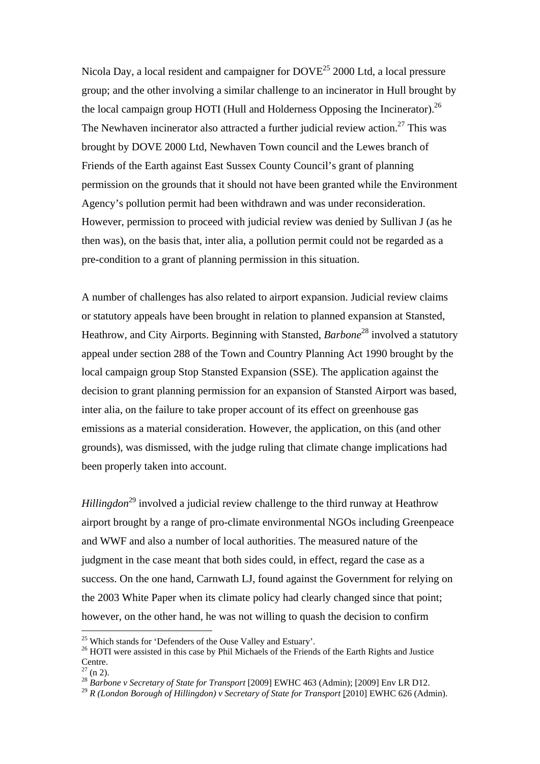Nicola Day, a local resident and campaigner for DOVE[25] 2000 Ltd, a local pressure group; and the other involving a similar challenge to an incinerator in Hull brought by the local campaign group HOTI (Hull and Holderness Opposing the Incinerator).[26] The Newhaven incinerator also attracted a further judicial review action.[27] This was brought by DOVE 2000 Ltd, Newhaven Town council and the Lewes branch of Friends of the Earth against East Sussex County Council's grant of planning permission on the grounds that it should not have been granted while the Environment Agency's pollution permit had been withdrawn and was under reconsideration. However, permission to proceed with judicial review was denied by Sullivan J (as he then was), on the basis that, inter alia, a pollution permit could not be regarded as a pre-condition to a grant of planning permission in this situation.

A number of challenges has also related to airport expansion. Judicial review claims or statutory appeals have been brought in relation to planned expansion at Stansted, Heathrow, and City Airports. Beginning with Stansted, *Barbone*[28] involved a statutory appeal under section 288 of the Town and Country Planning Act 1990 brought by the local campaign group Stop Stansted Expansion (SSE). The application against the decision to grant planning permission for an expansion of Stansted Airport was based, inter alia, on the failure to take proper account of its effect on greenhouse gas emissions as a material consideration. However, the application, on this (and other grounds), was dismissed, with the judge ruling that climate change implications had been properly taken into account.

*Hillingdon*[29] involved a judicial review challenge to the third runway at Heathrow airport brought by a range of pro-climate environmental NGOs including Greenpeace and WWF and also a number of local authorities. The measured nature of the judgment in the case meant that both sides could, in effect, regard the case as a success. On the one hand, Carnwath LJ, found against the Government for relying on the 2003 White Paper when its climate policy had clearly changed since that point; however, on the other hand, he was not willing to quash the decision to confirm

---

[25] Which stands for 'Defenders of the Ouse Valley and Estuary'.

[26] HOTI were assisted in this case by Phil Michaels of the Friends of the Earth Rights and Justice Centre.

[27] (n 2).

[28] *Barbone v Secretary of State for Transport* [2009] EWHC 463 (Admin); [2009] Env LR D12.

[29] *R (London Borough of Hillingdon) v Secretary of State for Transport* [2010] EWHC 626 (Admin).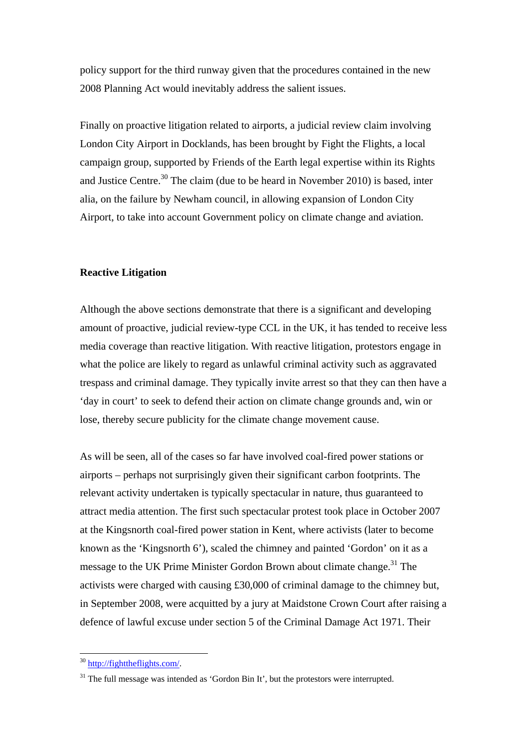policy support for the third runway given that the procedures contained in the new 2008 Planning Act would inevitably address the salient issues.

Finally on proactive litigation related to airports, a judicial review claim involving London City Airport in Docklands, has been brought by Fight the Flights, a local campaign group, supported by Friends of the Earth legal expertise within its Rights and Justice Centre.[30] The claim (due to be heard in November 2010) is based, inter alia, on the failure by Newham council, in allowing expansion of London City Airport, to take into account Government policy on climate change and aviation.

**Reactive Litigation**

Although the above sections demonstrate that there is a significant and developing amount of proactive, judicial review-type CCL in the UK, it has tended to receive less media coverage than reactive litigation. With reactive litigation, protestors engage in what the police are likely to regard as unlawful criminal activity such as aggravated trespass and criminal damage. They typically invite arrest so that they can then have a 'day in court' to seek to defend their action on climate change grounds and, win or lose, thereby secure publicity for the climate change movement cause.

As will be seen, all of the cases so far have involved coal-fired power stations or airports – perhaps not surprisingly given their significant carbon footprints. The relevant activity undertaken is typically spectacular in nature, thus guaranteed to attract media attention. The first such spectacular protest took place in October 2007 at the Kingsnorth coal-fired power station in Kent, where activists (later to become known as the 'Kingsnorth 6'), scaled the chimney and painted 'Gordon' on it as a message to the UK Prime Minister Gordon Brown about climate change.[31] The activists were charged with causing £30,000 of criminal damage to the chimney but, in September 2008, were acquitted by a jury at Maidstone Crown Court after raising a defence of lawful excuse under section 5 of the Criminal Damage Act 1971. Their

[30] http://fighttheflights.com/.

[31] The full message was intended as 'Gordon Bin It', but the protestors were interrupted.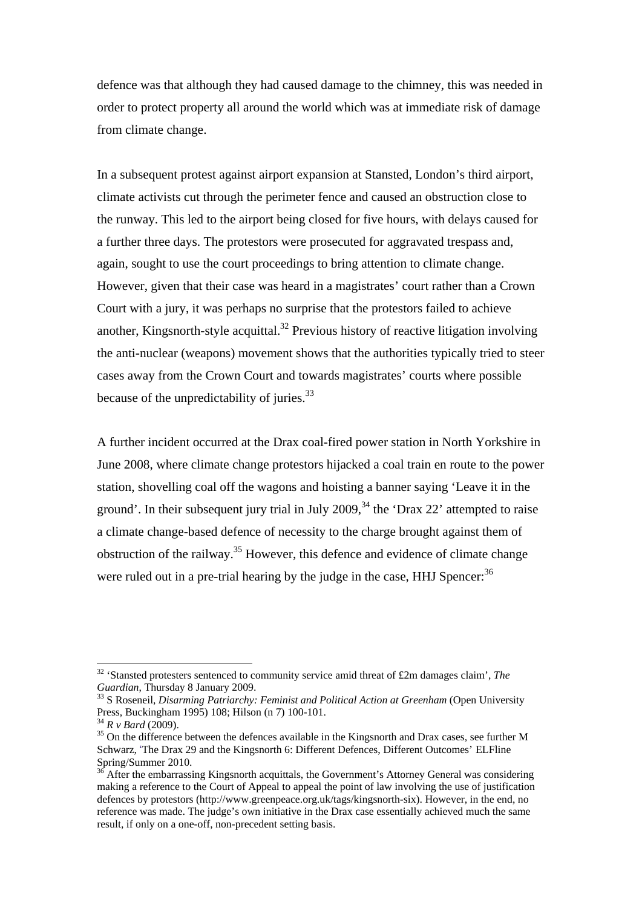defence was that although they had caused damage to the chimney, this was needed in order to protect property all around the world which was at immediate risk of damage from climate change.

In a subsequent protest against airport expansion at Stansted, London's third airport, climate activists cut through the perimeter fence and caused an obstruction close to the runway. This led to the airport being closed for five hours, with delays caused for a further three days. The protestors were prosecuted for aggravated trespass and, again, sought to use the court proceedings to bring attention to climate change. However, given that their case was heard in a magistrates' court rather than a Crown Court with a jury, it was perhaps no surprise that the protestors failed to achieve another, Kingsnorth-style acquittal.[32] Previous history of reactive litigation involving the anti-nuclear (weapons) movement shows that the authorities typically tried to steer cases away from the Crown Court and towards magistrates' courts where possible because of the unpredictability of juries.[33]

A further incident occurred at the Drax coal-fired power station in North Yorkshire in June 2008, where climate change protestors hijacked a coal train en route to the power station, shovelling coal off the wagons and hoisting a banner saying 'Leave it in the ground'. In their subsequent jury trial in July 2009,[34] the 'Drax 22' attempted to raise a climate change-based defence of necessity to the charge brought against them of obstruction of the railway.[35] However, this defence and evidence of climate change were ruled out in a pre-trial hearing by the judge in the case, HHJ Spencer:[36]

---

[32] 'Stansted protesters sentenced to community service amid threat of £2m damages claim', *The Guardian*, Thursday 8 January 2009.

[33] S Roseneil, *Disarming Patriarchy: Feminist and Political Action at Greenham* (Open University Press, Buckingham 1995) 108; Hilson (n 7) 100-101.

[34] *R v Bard* (2009).

[35] On the difference between the defences available in the Kingsnorth and Drax cases, see further M Schwarz, 'The Drax 29 and the Kingsnorth 6: Different Defences, Different Outcomes' ELFline Spring/Summer 2010.

[36] After the embarrassing Kingsnorth acquittals, the Government's Attorney General was considering making a reference to the Court of Appeal to appeal the point of law involving the use of justification defences by protestors (http://www.greenpeace.org.uk/tags/kingsnorth-six). However, in the end, no reference was made. The judge's own initiative in the Drax case essentially achieved much the same result, if only on a one-off, non-precedent setting basis.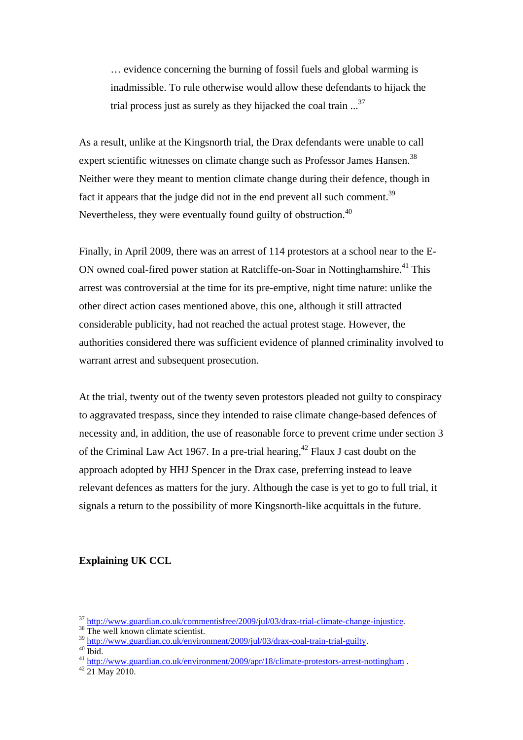> … evidence concerning the burning of fossil fuels and global warming is inadmissible. To rule otherwise would allow these defendants to hijack the trial process just as surely as they hijacked the coal train ...[37]

As a result, unlike at the Kingsnorth trial, the Drax defendants were unable to call expert scientific witnesses on climate change such as Professor James Hansen.[38] Neither were they meant to mention climate change during their defence, though in fact it appears that the judge did not in the end prevent all such comment.[39] Nevertheless, they were eventually found guilty of obstruction.[40]

Finally, in April 2009, there was an arrest of 114 protestors at a school near to the E-ON owned coal-fired power station at Ratcliffe-on-Soar in Nottinghamshire.[41] This arrest was controversial at the time for its pre-emptive, night time nature: unlike the other direct action cases mentioned above, this one, although it still attracted considerable publicity, had not reached the actual protest stage. However, the authorities considered there was sufficient evidence of planned criminality involved to warrant arrest and subsequent prosecution.

At the trial, twenty out of the twenty seven protestors pleaded not guilty to conspiracy to aggravated trespass, since they intended to raise climate change-based defences of necessity and, in addition, the use of reasonable force to prevent crime under section 3 of the Criminal Law Act 1967. In a pre-trial hearing,[42] Flaux J cast doubt on the approach adopted by HHJ Spencer in the Drax case, preferring instead to leave relevant defences as matters for the jury. Although the case is yet to go to full trial, it signals a return to the possibility of more Kingsnorth-like acquittals in the future.

**Explaining UK CCL**

---

[37] http://www.guardian.co.uk/commentisfree/2009/jul/03/drax-trial-climate-change-injustice.

[38] The well known climate scientist.

[39] http://www.guardian.co.uk/environment/2009/jul/03/drax-coal-train-trial-guilty.

[40] Ibid.

[41] http://www.guardian.co.uk/environment/2009/apr/18/climate-protestors-arrest-nottingham .

[42] 21 May 2010.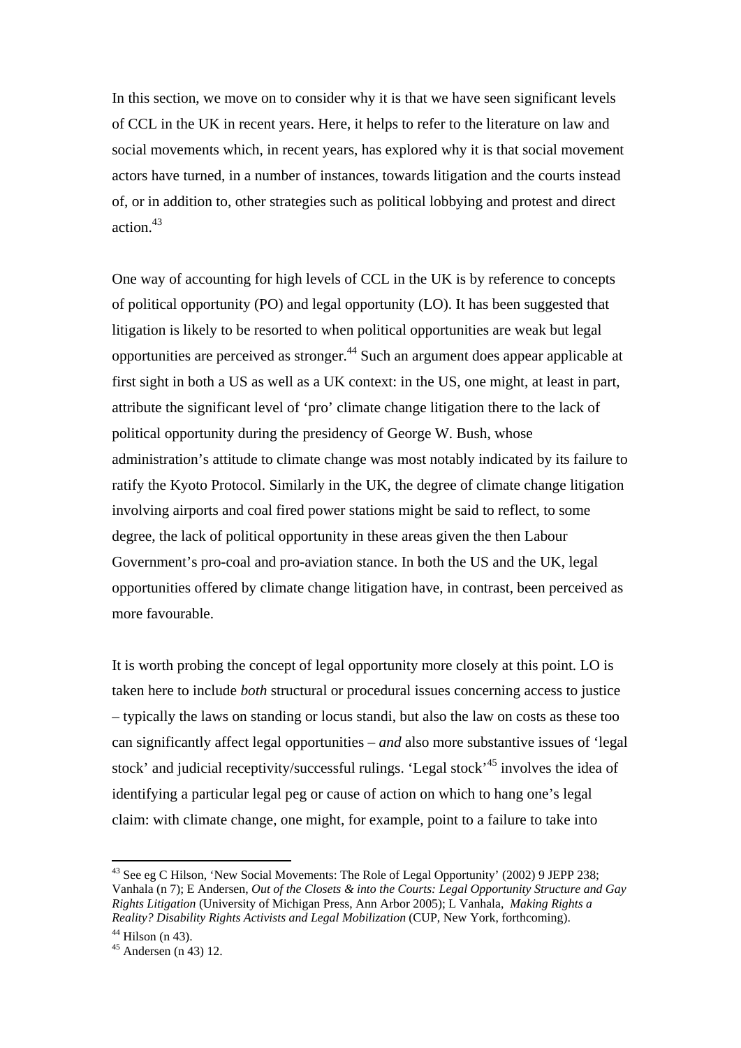In this section, we move on to consider why it is that we have seen significant levels of CCL in the UK in recent years. Here, it helps to refer to the literature on law and social movements which, in recent years, has explored why it is that social movement actors have turned, in a number of instances, towards litigation and the courts instead of, or in addition to, other strategies such as political lobbying and protest and direct action.[43]

One way of accounting for high levels of CCL in the UK is by reference to concepts of political opportunity (PO) and legal opportunity (LO). It has been suggested that litigation is likely to be resorted to when political opportunities are weak but legal opportunities are perceived as stronger.[44] Such an argument does appear applicable at first sight in both a US as well as a UK context: in the US, one might, at least in part, attribute the significant level of 'pro' climate change litigation there to the lack of political opportunity during the presidency of George W. Bush, whose administration's attitude to climate change was most notably indicated by its failure to ratify the Kyoto Protocol. Similarly in the UK, the degree of climate change litigation involving airports and coal fired power stations might be said to reflect, to some degree, the lack of political opportunity in these areas given the then Labour Government's pro-coal and pro-aviation stance. In both the US and the UK, legal opportunities offered by climate change litigation have, in contrast, been perceived as more favourable.

It is worth probing the concept of legal opportunity more closely at this point. LO is taken here to include *both* structural or procedural issues concerning access to justice – typically the laws on standing or locus standi, but also the law on costs as these too can significantly affect legal opportunities – *and* also more substantive issues of 'legal stock' and judicial receptivity/successful rulings. 'Legal stock'[45] involves the idea of identifying a particular legal peg or cause of action on which to hang one's legal claim: with climate change, one might, for example, point to a failure to take into

---

[43] See eg C Hilson, 'New Social Movements: The Role of Legal Opportunity' (2002) 9 JEPP 238; Vanhala (n 7); E Andersen, *Out of the Closets & into the Courts: Legal Opportunity Structure and Gay Rights Litigation* (University of Michigan Press, Ann Arbor 2005); L Vanhala, *Making Rights a Reality? Disability Rights Activists and Legal Mobilization* (CUP, New York, forthcoming).

[44] Hilson (n 43).

[45] Andersen (n 43) 12.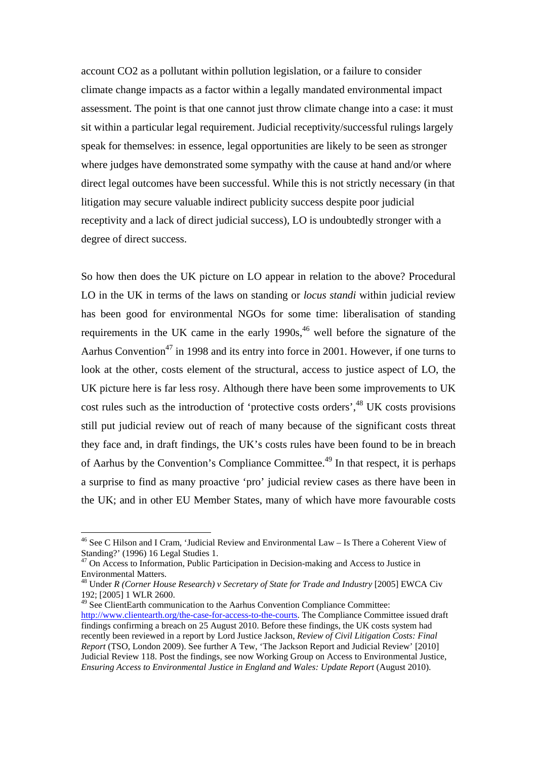account $CO_2$ as a pollutant within pollution legislation, or a failure to consider climate change impacts as a factor within a legally mandated environmental impact assessment. The point is that one cannot just throw climate change into a case: it must sit within a particular legal requirement. Judicial receptivity/successful rulings largely speak for themselves: in essence, legal opportunities are likely to be seen as stronger where judges have demonstrated some sympathy with the cause at hand and/or where direct legal outcomes have been successful. While this is not strictly necessary (in that litigation may secure valuable indirect publicity success despite poor judicial receptivity and a lack of direct judicial success), LO is undoubtedly stronger with a degree of direct success.

So how then does the UK picture on LO appear in relation to the above? Procedural LO in the UK in terms of the laws on standing or *locus standi* within judicial review has been good for environmental NGOs for some time: liberalisation of standing requirements in the UK came in the early 1990s,[46] well before the signature of the Aarhus Convention[47] in 1998 and its entry into force in 2001. However, if one turns to look at the other, costs element of the structural, access to justice aspect of LO, the UK picture here is far less rosy. Although there have been some improvements to UK cost rules such as the introduction of 'protective costs orders',[48] UK costs provisions still put judicial review out of reach of many because of the significant costs threat they face and, in draft findings, the UK's costs rules have been found to be in breach of Aarhus by the Convention's Compliance Committee.[49] In that respect, it is perhaps a surprise to find as many proactive 'pro' judicial review cases as there have been in the UK; and in other EU Member States, many of which have more favourable costs

---

[46] See C Hilson and I Cram, 'Judicial Review and Environmental Law – Is There a Coherent View of Standing?' (1996) 16 Legal Studies 1.

[47] On Access to Information, Public Participation in Decision-making and Access to Justice in Environmental Matters.

[48] Under *R (Corner House Research) v Secretary of State for Trade and Industry* [2005] EWCA Civ 192; [2005] 1 WLR 2600.

[49] See ClientEarth communication to the Aarhus Convention Compliance Committee: http://www.clientearth.org/the-case-for-access-to-the-courts. The Compliance Committee issued draft findings confirming a breach on 25 August 2010. Before these findings, the UK costs system had recently been reviewed in a report by Lord Justice Jackson, *Review of Civil Litigation Costs: Final Report* (TSO, London 2009). See further A Tew, 'The Jackson Report and Judicial Review' [2010] Judicial Review 118. Post the findings, see now Working Group on Access to Environmental Justice, *Ensuring Access to Environmental Justice in England and Wales: Update Report* (August 2010).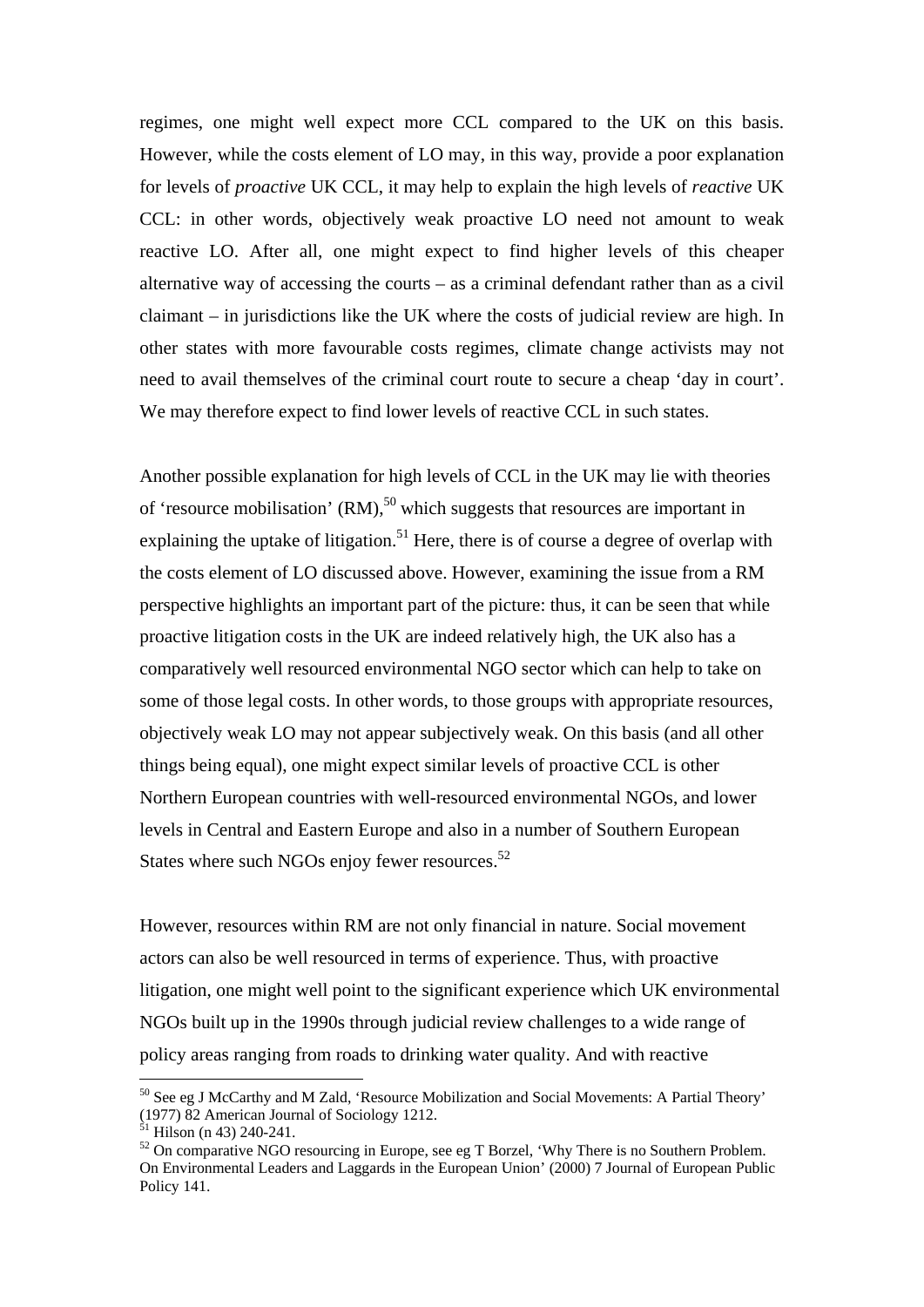regimes, one might well expect more CCL compared to the UK on this basis. However, while the costs element of LO may, in this way, provide a poor explanation for levels of *proactive* UK CCL, it may help to explain the high levels of *reactive* UK CCL: in other words, objectively weak proactive LO need not amount to weak reactive LO. After all, one might expect to find higher levels of this cheaper alternative way of accessing the courts – as a criminal defendant rather than as a civil claimant – in jurisdictions like the UK where the costs of judicial review are high. In other states with more favourable costs regimes, climate change activists may not need to avail themselves of the criminal court route to secure a cheap 'day in court'. We may therefore expect to find lower levels of reactive CCL in such states.

Another possible explanation for high levels of CCL in the UK may lie with theories of 'resource mobilisation' (RM),[50] which suggests that resources are important in explaining the uptake of litigation.[51] Here, there is of course a degree of overlap with the costs element of LO discussed above. However, examining the issue from a RM perspective highlights an important part of the picture: thus, it can be seen that while proactive litigation costs in the UK are indeed relatively high, the UK also has a comparatively well resourced environmental NGO sector which can help to take on some of those legal costs. In other words, to those groups with appropriate resources, objectively weak LO may not appear subjectively weak. On this basis (and all other things being equal), one might expect similar levels of proactive CCL is other Northern European countries with well-resourced environmental NGOs, and lower levels in Central and Eastern Europe and also in a number of Southern European States where such NGOs enjoy fewer resources.[52]

However, resources within RM are not only financial in nature. Social movement actors can also be well resourced in terms of experience. Thus, with proactive litigation, one might well point to the significant experience which UK environmental NGOs built up in the 1990s through judicial review challenges to a wide range of policy areas ranging from roads to drinking water quality. And with reactive

[50] See eg J McCarthy and M Zald, 'Resource Mobilization and Social Movements: A Partial Theory' (1977) 82 American Journal of Sociology 1212.

[51] Hilson (n 43) 240-241.

[52] On comparative NGO resourcing in Europe, see eg T Borzel, 'Why There is no Southern Problem. On Environmental Leaders and Laggards in the European Union' (2000) 7 Journal of European Public Policy 141.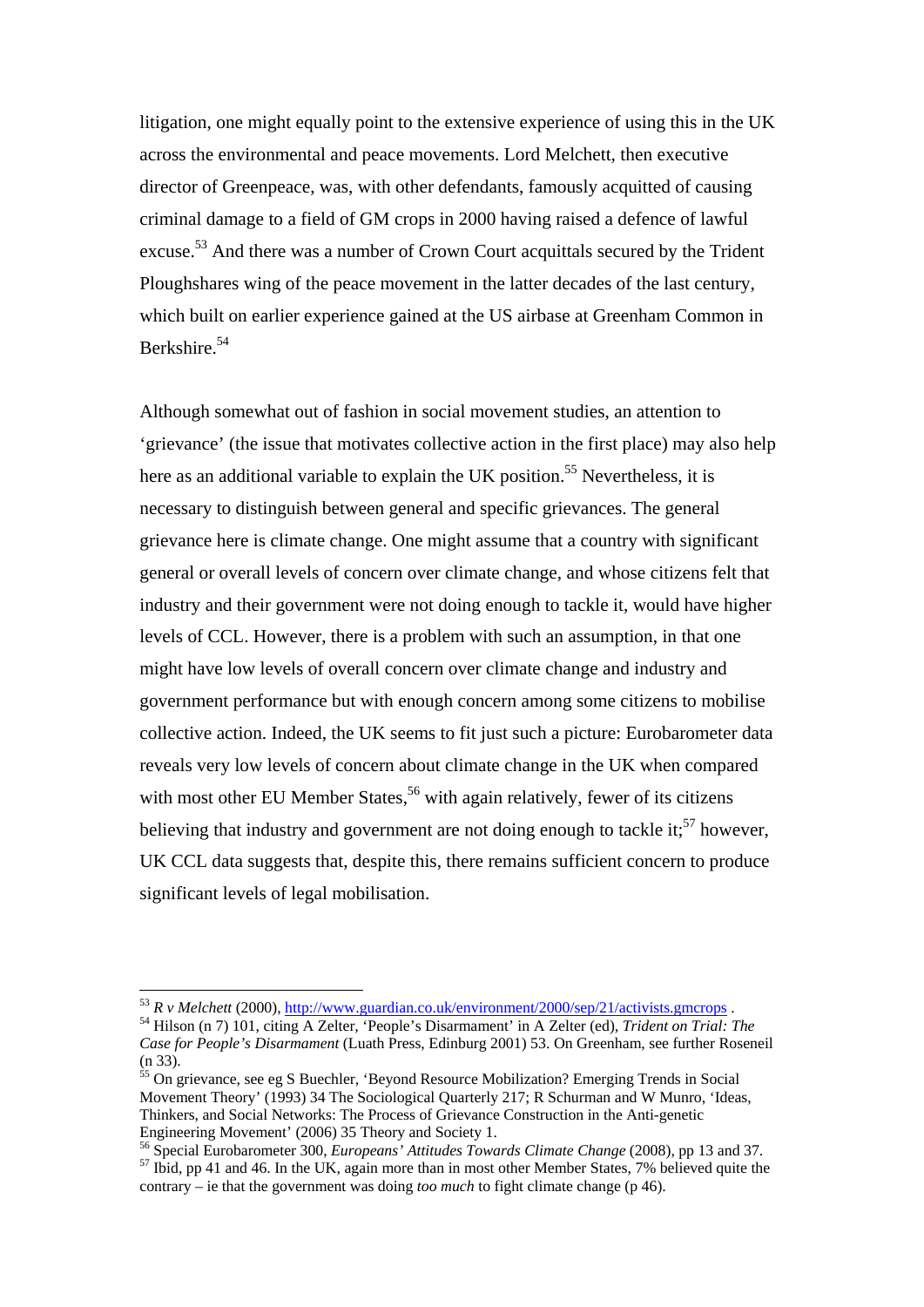litigation, one might equally point to the extensive experience of using this in the UK across the environmental and peace movements. Lord Melchett, then executive director of Greenpeace, was, with other defendants, famously acquitted of causing criminal damage to a field of GM crops in 2000 having raised a defence of lawful excuse.[53] And there was a number of Crown Court acquittals secured by the Trident Ploughshares wing of the peace movement in the latter decades of the last century, which built on earlier experience gained at the US airbase at Greenham Common in Berkshire.[54]

Although somewhat out of fashion in social movement studies, an attention to 'grievance' (the issue that motivates collective action in the first place) may also help here as an additional variable to explain the UK position.[55] Nevertheless, it is necessary to distinguish between general and specific grievances. The general grievance here is climate change. One might assume that a country with significant general or overall levels of concern over climate change, and whose citizens felt that industry and their government were not doing enough to tackle it, would have higher levels of CCL. However, there is a problem with such an assumption, in that one might have low levels of overall concern over climate change and industry and government performance but with enough concern among some citizens to mobilise collective action. Indeed, the UK seems to fit just such a picture: Eurobarometer data reveals very low levels of concern about climate change in the UK when compared with most other EU Member States,[56] with again relatively, fewer of its citizens believing that industry and government are not doing enough to tackle it;[57] however, UK CCL data suggests that, despite this, there remains sufficient concern to produce significant levels of legal mobilisation.

---

[53] *R v Melchett* (2000), http://www.guardian.co.uk/environment/2000/sep/21/activists.gmcrops .

[54] Hilson (n 7) 101, citing A Zelter, 'People's Disarmament' in A Zelter (ed), *Trident on Trial: The Case for People's Disarmament* (Luath Press, Edinburg 2001) 53. On Greenham, see further Roseneil (n 33).

[55] On grievance, see eg S Buechler, 'Beyond Resource Mobilization? Emerging Trends in Social Movement Theory' (1993) 34 The Sociological Quarterly 217; R Schurman and W Munro, 'Ideas, Thinkers, and Social Networks: The Process of Grievance Construction in the Anti-genetic Engineering Movement' (2006) 35 Theory and Society 1.

[56] Special Eurobarometer 300, *Europeans' Attitudes Towards Climate Change* (2008), pp 13 and 37.

[57] Ibid, pp 41 and 46. In the UK, again more than in most other Member States, 7% believed quite the contrary – ie that the government was doing *too much* to fight climate change (p 46).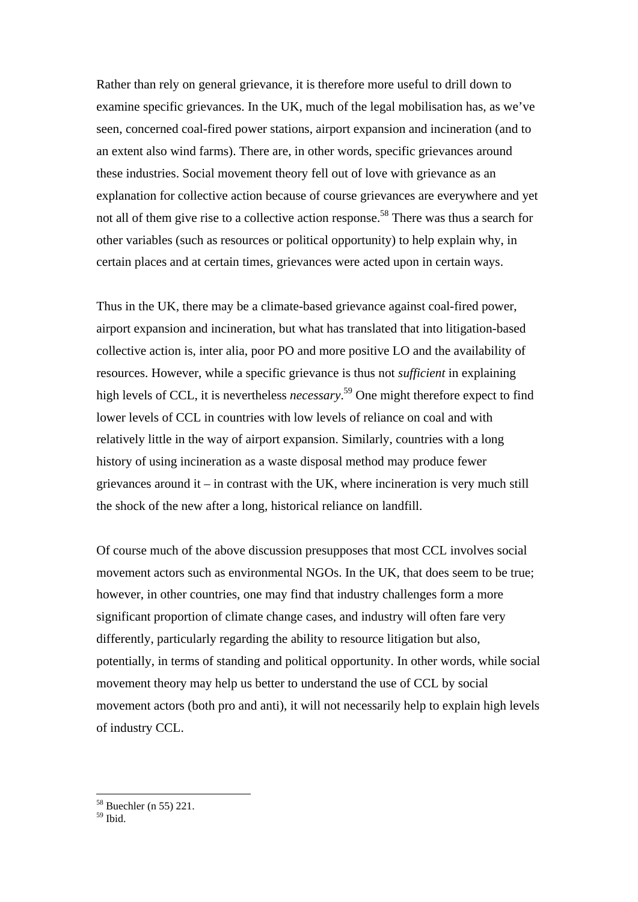Rather than rely on general grievance, it is therefore more useful to drill down to examine specific grievances. In the UK, much of the legal mobilisation has, as we've seen, concerned coal-fired power stations, airport expansion and incineration (and to an extent also wind farms). There are, in other words, specific grievances around these industries. Social movement theory fell out of love with grievance as an explanation for collective action because of course grievances are everywhere and yet not all of them give rise to a collective action response.[58] There was thus a search for other variables (such as resources or political opportunity) to help explain why, in certain places and at certain times, grievances were acted upon in certain ways.

Thus in the UK, there may be a climate-based grievance against coal-fired power, airport expansion and incineration, but what has translated that into litigation-based collective action is, inter alia, poor PO and more positive LO and the availability of resources. However, while a specific grievance is thus not *sufficient* in explaining high levels of CCL, it is nevertheless *necessary*.[59] One might therefore expect to find lower levels of CCL in countries with low levels of reliance on coal and with relatively little in the way of airport expansion. Similarly, countries with a long history of using incineration as a waste disposal method may produce fewer grievances around it – in contrast with the UK, where incineration is very much still the shock of the new after a long, historical reliance on landfill.

Of course much of the above discussion presupposes that most CCL involves social movement actors such as environmental NGOs. In the UK, that does seem to be true; however, in other countries, one may find that industry challenges form a more significant proportion of climate change cases, and industry will often fare very differently, particularly regarding the ability to resource litigation but also, potentially, in terms of standing and political opportunity. In other words, while social movement theory may help us better to understand the use of CCL by social movement actors (both pro and anti), it will not necessarily help to explain high levels of industry CCL.

---

[58] Buechler (n 55) 221.

[59] Ibid.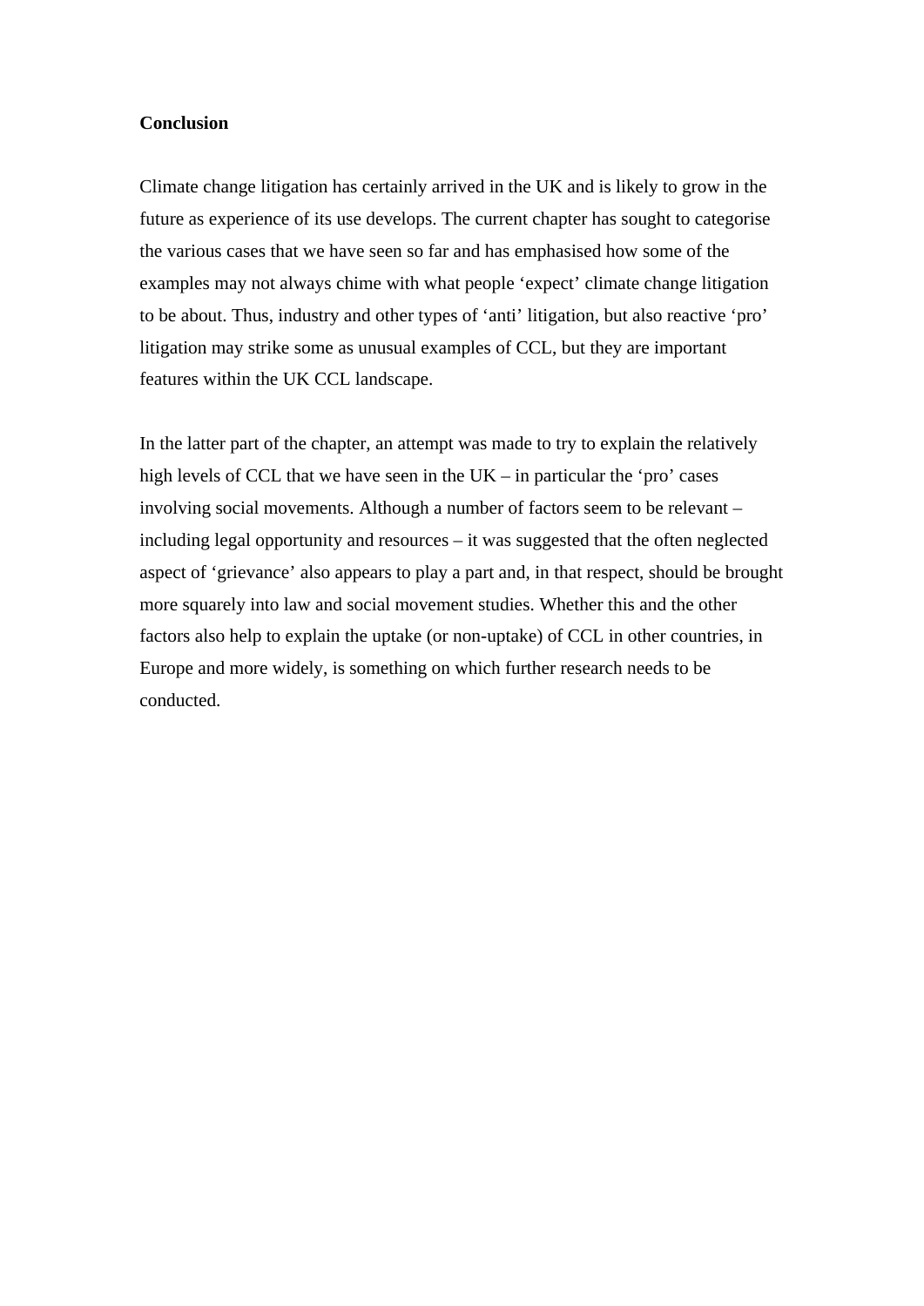**Conclusion**

Climate change litigation has certainly arrived in the UK and is likely to grow in the future as experience of its use develops. The current chapter has sought to categorise the various cases that we have seen so far and has emphasised how some of the examples may not always chime with what people 'expect' climate change litigation to be about. Thus, industry and other types of 'anti' litigation, but also reactive 'pro' litigation may strike some as unusual examples of CCL, but they are important features within the UK CCL landscape.

In the latter part of the chapter, an attempt was made to try to explain the relatively high levels of CCL that we have seen in the UK – in particular the 'pro' cases involving social movements. Although a number of factors seem to be relevant – including legal opportunity and resources – it was suggested that the often neglected aspect of 'grievance' also appears to play a part and, in that respect, should be brought more squarely into law and social movement studies. Whether this and the other factors also help to explain the uptake (or non-uptake) of CCL in other countries, in Europe and more widely, is something on which further research needs to be conducted.